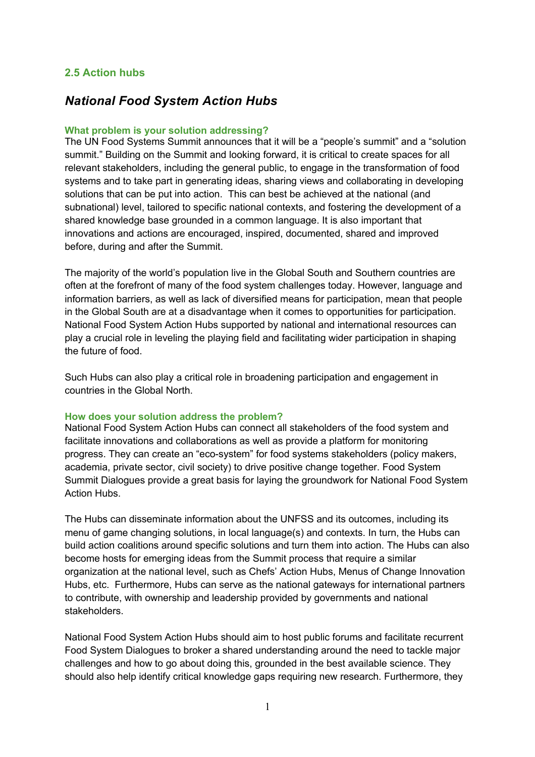## 2.5 Action hubs

# *National Food System Action Hubs*

### What problem is your solution addressing?

The UN Food Systems Summit announces that it will be a "people's summit" and a "solution summit." Building on the Summit and looking forward, it is critical to create spaces for all relevant stakeholders, including the general public, to engage in the transformation of food systems and to take part in generating ideas, sharing views and collaborating in developing solutions that can be put into action. This can best be achieved at the national (and subnational) level, tailored to specific national contexts, and fostering the development of a shared knowledge base grounded in a common language. It is also important that innovations and actions are encouraged, inspired, documented, shared and improved before, during and after the Summit.

The majority of the world's population live in the Global South and Southern countries are often at the forefront of many of the food system challenges today. However, language and information barriers, as well as lack of diversified means for participation, mean that people in the Global South are at a disadvantage when it comes to opportunities for participation. National Food System Action Hubs supported by national and international resources can play a crucial role in leveling the playing field and facilitating wider participation in shaping the future of food.

Such Hubs can also play a critical role in broadening participation and engagement in countries in the Global North.

### How does your solution address the problem?

National Food System Action Hubs can connect all stakeholders of the food system and facilitate innovations and collaborations as well as provide a platform for monitoring progress. They can create an "eco-system" for food systems stakeholders (policy makers, academia, private sector, civil society) to drive positive change together. Food System Summit Dialogues provide a great basis for laying the groundwork for National Food System Action Hubs.

The Hubs can disseminate information about the UNFSS and its outcomes, including its menu of game changing solutions, in local language(s) and contexts. In turn, the Hubs can build action coalitions around specific solutions and turn them into action. The Hubs can also become hosts for emerging ideas from the Summit process that require a similar organization at the national level, such as Chefs' Action Hubs, Menus of Change Innovation Hubs, etc. Furthermore, Hubs can serve as the national gateways for international partners to contribute, with ownership and leadership provided by governments and national stakeholders.

National Food System Action Hubs should aim to host public forums and facilitate recurrent Food System Dialogues to broker a shared understanding around the need to tackle major challenges and how to go about doing this, grounded in the best available science. They should also help identify critical knowledge gaps requiring new research. Furthermore, they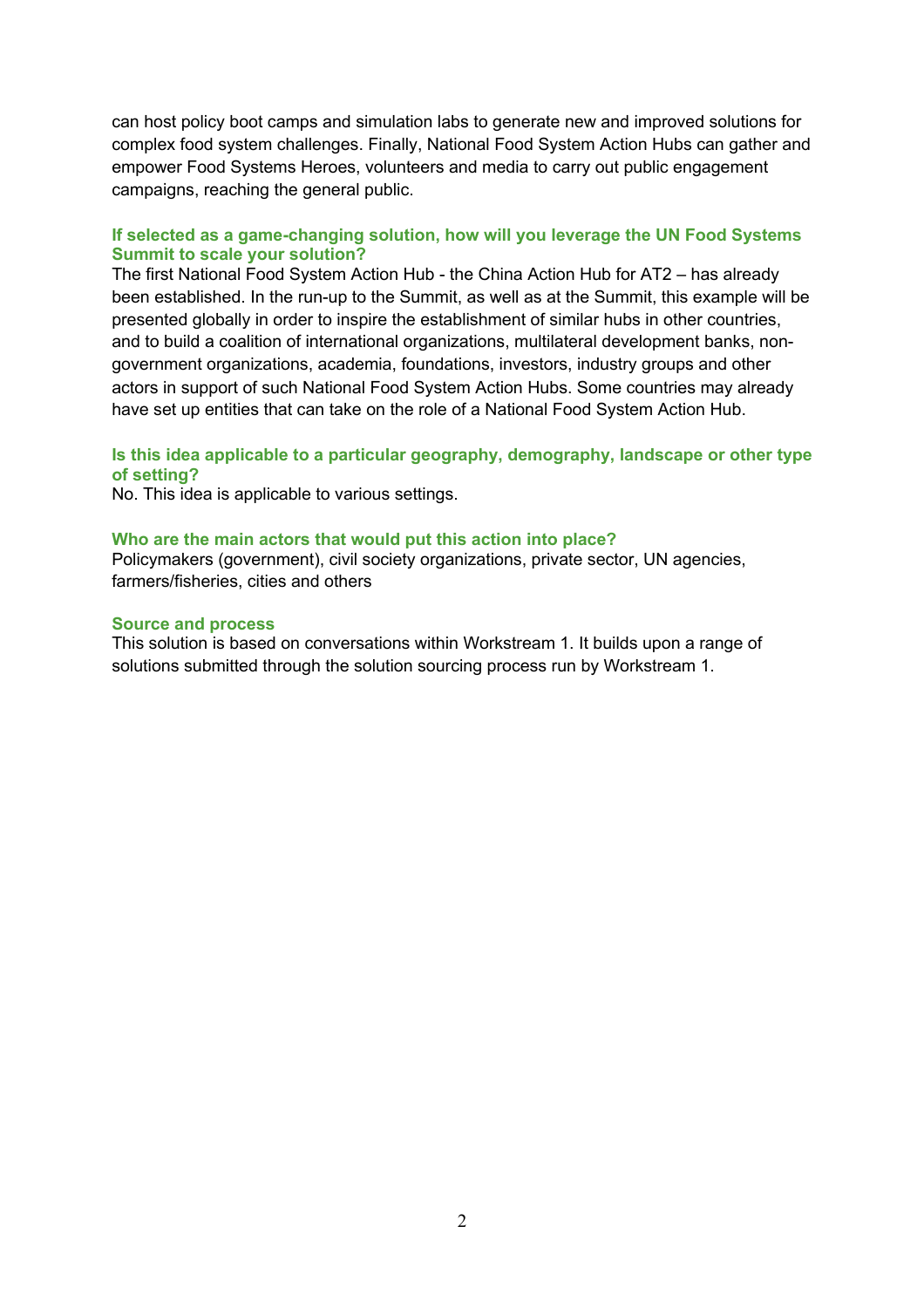can host policy boot camps and simulation labs to generate new and improved solutions for complex food system challenges. Finally, National Food System Action Hubs can gather and empower Food Systems Heroes, volunteers and media to carry out public engagement campaigns, reaching the general public.

### If selected as a game-changing solution, how will you leverage the UN Food Systems Summit to scale your solution?

The first National Food System Action Hub - the China Action Hub for AT2 – has already been established. In the run-up to the Summit, as well as at the Summit, this example will be presented globally in order to inspire the establishment of similar hubs in other countries, and to build a coalition of international organizations, multilateral development banks, non-government organizations, academia, foundations, investors, industry groups and other actors in support of such National Food System Action Hubs. Some countries may already have set up entities that can take on the role of a National Food System Action Hub.

### Is this idea applicable to a particular geography, demography, landscape or other type of setting?

No. This idea is applicable to various settings.

### Who are the main actors that would put this action into place?

Policymakers (government), civil society organizations, private sector, UN agencies, farmers/fisheries, cities and others

### Source and process

This solution is based on conversations within Workstream 1. It builds upon a range of solutions submitted through the solution sourcing process run by Workstream 1.